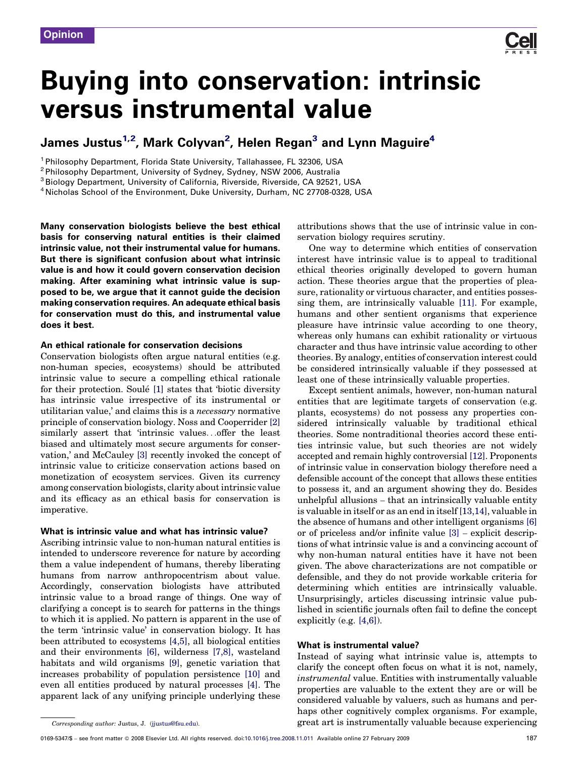Opinion

# Buying into conservation: intrinsic versus instrumental value

James Justus[1,2], Mark Colyvan[2], Helen Regan[3] and Lynn Maguire[4]

[1] Philosophy Department, Florida State University, Tallahassee, FL 32306, USA
[2] Philosophy Department, University of Sydney, Sydney, NSW 2006, Australia
[3] Biology Department, University of California, Riverside, Riverside, CA 92521, USA
[4] Nicholas School of the Environment, Duke University, Durham, NC 27708-0328, USA

**Many conservation biologists believe the best ethical basis for conserving natural entities is their claimed intrinsic value, not their instrumental value for humans. But there is significant confusion about what intrinsic value is and how it could govern conservation decision making. After examining what intrinsic value is supposed to be, we argue that it cannot guide the decision making conservation requires. An adequate ethical basis for conservation must do this, and instrumental value does it best.**

## An ethical rationale for conservation decisions

Conservation biologists often argue natural entities (e.g. non-human species, ecosystems) should be attributed intrinsic value to secure a compelling ethical rationale for their protection. Soulé [1] states that 'biotic diversity has intrinsic value irrespective of its instrumental or utilitarian value,' and claims this is a *necessary* normative principle of conservation biology. Noss and Cooperrider [2] similarly assert that 'intrinsic values...offer the least biased and ultimately most secure arguments for conservation,' and McCauley [3] recently invoked the concept of intrinsic value to criticize conservation actions based on monetization of ecosystem services. Given its currency among conservation biologists, clarity about intrinsic value and its efficacy as an ethical basis for conservation is imperative.

## What is intrinsic value and what has intrinsic value?

Ascribing intrinsic value to non-human natural entities is intended to underscore reverence for nature by according them a value independent of humans, thereby liberating humans from narrow anthropocentrism about value. Accordingly, conservation biologists have attributed intrinsic value to a broad range of things. One way of clarifying a concept is to search for patterns in the things to which it is applied. No pattern is apparent in the use of the term 'intrinsic value' in conservation biology. It has been attributed to ecosystems [4,5], all biological entities and their environments [6], wilderness [7,8], wasteland habitats and wild organisms [9], genetic variation that increases probability of population persistence [10] and even all entities produced by natural processes [4]. The apparent lack of any unifying principle underlying these attributions shows that the use of intrinsic value in conservation biology requires scrutiny.

One way to determine which entities of conservation interest have intrinsic value is to appeal to traditional ethical theories originally developed to govern human action. These theories argue that the properties of pleasure, rationality or virtuous character, and entities possessing them, are intrinsically valuable [11]. For example, humans and other sentient organisms that experience pleasure have intrinsic value according to one theory, whereas only humans can exhibit rationality or virtuous character and thus have intrinsic value according to other theories. By analogy, entities of conservation interest could be considered intrinsically valuable if they possessed at least one of these intrinsically valuable properties.

Except sentient animals, however, non-human natural entities that are legitimate targets of conservation (e.g. plants, ecosystems) do not possess any properties considered intrinsically valuable by traditional ethical theories. Some nontraditional theories accord these entities intrinsic value, but such theories are not widely accepted and remain highly controversial [12]. Proponents of intrinsic value in conservation biology therefore need a defensible account of the concept that allows these entities to possess it, and an argument showing they do. Besides unhelpful allusions – that an intrinsically valuable entity is valuable in itself or as an end in itself [13,14], valuable in the absence of humans and other intelligent organisms [6] or of priceless and/or infinite value [3] – explicit descriptions of what intrinsic value is and a convincing account of why non-human natural entities have it have not been given. The above characterizations are not compatible or defensible, and they do not provide workable criteria for determining which entities are intrinsically valuable. Unsurprisingly, articles discussing intrinsic value published in scientific journals often fail to define the concept explicitly (e.g. [4,6]).

## What is instrumental value?

Instead of saying what intrinsic value is, attempts to clarify the concept often focus on what it is not, namely, *instrumental* value. Entities with instrumentally valuable properties are valuable to the extent they are or will be considered valuable by valuers, such as humans and perhaps other cognitively complex organisms. For example, great art is instrumentally valuable because experiencing

*Corresponding author:* Justus, J. (jjustus@fsu.edu).

0169-5347/$ – see front matter © 2008 Elsevier Ltd. All rights reserved. doi:10.1016/j.tree.2008.11.011 Available online 27 February 2009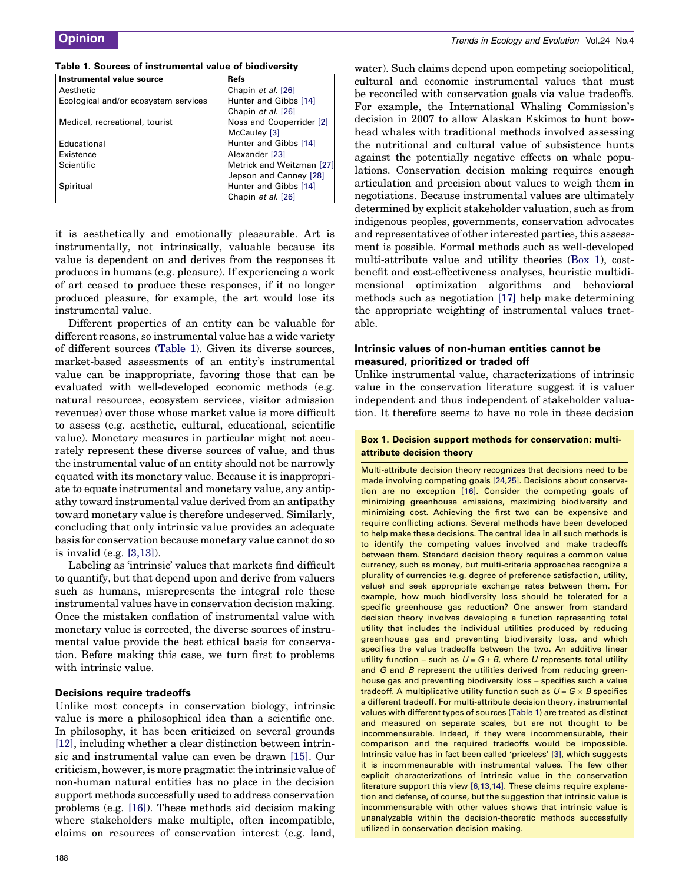**Table 1. Sources of instrumental value of biodiversity**

| Instrumental value source | Refs |
| --- | --- |
| Aesthetic | Chapin *et al.* [26] |
| Ecological and/or ecosystem services | Hunter and Gibbs [14]<br>Chapin *et al.* [26] |
| Medical, recreational, tourist | Noss and Cooperrider [2]<br>McCauley [3] |
| Educational | Hunter and Gibbs [14] |
| Existence | Alexander [23] |
| Scientific | Metrick and Weitzman [27]<br>Jepson and Canney [28] |
| Spiritual | Hunter and Gibbs [14]<br>Chapin *et al.* [26] |

it is aesthetically and emotionally pleasurable. Art is instrumentally, not intrinsically, valuable because its value is dependent on and derives from the responses it produces in humans (e.g. pleasure). If experiencing a work of art ceased to produce these responses, if it no longer produced pleasure, for example, the art would lose its instrumental value.

Different properties of an entity can be valuable for different reasons, so instrumental value has a wide variety of different sources (Table 1). Given its diverse sources, market-based assessments of an entity's instrumental value can be inappropriate, favoring those that can be evaluated with well-developed economic methods (e.g. natural resources, ecosystem services, visitor admission revenues) over those whose market value is more difficult to assess (e.g. aesthetic, cultural, educational, scientific value). Monetary measures in particular might not accurately represent these diverse sources of value, and thus the instrumental value of an entity should not be narrowly equated with its monetary value. Because it is inappropriate to equate instrumental and monetary value, any antipathy toward instrumental value derived from an antipathy toward monetary value is therefore undeserved. Similarly, concluding that only intrinsic value provides an adequate basis for conservation because monetary value cannot do so is invalid (e.g. [3,13]).

Labeling as 'intrinsic' values that markets find difficult to quantify, but that depend upon and derive from valuers such as humans, misrepresents the integral role these instrumental values have in conservation decision making. Once the mistaken conflation of instrumental value with monetary value is corrected, the diverse sources of instrumental value provide the best ethical basis for conservation. Before making this case, we turn first to problems with intrinsic value.

### Decisions require tradeoffs

Unlike most concepts in conservation biology, intrinsic value is more a philosophical idea than a scientific one. In philosophy, it has been criticized on several grounds [12], including whether a clear distinction between intrinsic and instrumental value can even be drawn [15]. Our criticism, however, is more pragmatic: the intrinsic value of non-human natural entities has no place in the decision support methods successfully used to address conservation problems (e.g. [16]). These methods aid decision making where stakeholders make multiple, often incompatible, claims on resources of conservation interest (e.g. land, water). Such claims depend upon competing sociopolitical, cultural and economic instrumental values that must be reconciled with conservation goals via value tradeoffs. For example, the International Whaling Commission's decision in 2007 to allow Alaskan Eskimos to hunt bowhead whales with traditional methods involved assessing the nutritional and cultural value of subsistence hunts against the potentially negative effects on whale populations. Conservation decision making requires enough articulation and precision about values to weigh them in negotiations. Because instrumental values are ultimately determined by explicit stakeholder valuation, such as from indigenous peoples, governments, conservation advocates and representatives of other interested parties, this assessment is possible. Formal methods such as well-developed multi-attribute value and utility theories (Box 1), cost-benefit and cost-effectiveness analyses, heuristic multidimensional optimization algorithms and behavioral methods such as negotiation [17] help make determining the appropriate weighting of instrumental values tractable.

### Intrinsic values of non-human entities cannot be measured, prioritized or traded off

Unlike instrumental value, characterizations of intrinsic value in the conservation literature suggest it is valuer independent and thus independent of stakeholder valuation. It therefore seems to have no role in these decision

> **Box 1. Decision support methods for conservation: multi-attribute decision theory**
>
> Multi-attribute decision theory recognizes that decisions need to be made involving competing goals [24,25]. Decisions about conservation are no exception [16]. Consider the competing goals of minimizing greenhouse emissions, maximizing biodiversity and minimizing cost. Achieving the first two can be expensive and require conflicting actions. Several methods have been developed to help make these decisions. The central idea in all such methods is to identify the competing values involved and make tradeoffs between them. Standard decision theory requires a common value currency, such as money, but multi-criteria approaches recognize a plurality of currencies (e.g. degree of preference satisfaction, utility, value) and seek appropriate exchange rates between them. For example, how much biodiversity loss should be tolerated for a specific greenhouse gas reduction? One answer from standard decision theory involves developing a function representing total utility that includes the individual utilities produced by reducing greenhouse gas and preventing biodiversity loss, and which specifies the value tradeoffs between the two. An additive linear utility function – such as $U = G + B$, where $U$ represents total utility and $G$ and $B$ represent the utilities derived from reducing greenhouse gas and preventing biodiversity loss – specifies such a value tradeoff. A multiplicative utility function such as $U = G \times B$ specifies a different tradeoff. For multi-attribute decision theory, instrumental values with different types of sources (Table 1) are treated as distinct and measured on separate scales, but are not thought to be incommensurable. Indeed, if they were incommensurable, their comparison and the required tradeoffs would be impossible. Intrinsic value has in fact been called 'priceless' [3], which suggests it is incommensurable with instrumental values. The few other explicit characterizations of intrinsic value in the conservation literature support this view [6,13,14]. These claims require explanation and defense, of course, but the suggestion that intrinsic value is incommensurable with other values shows that intrinsic value is unanalyzable within the decision-theoretic methods successfully utilized in conservation decision making.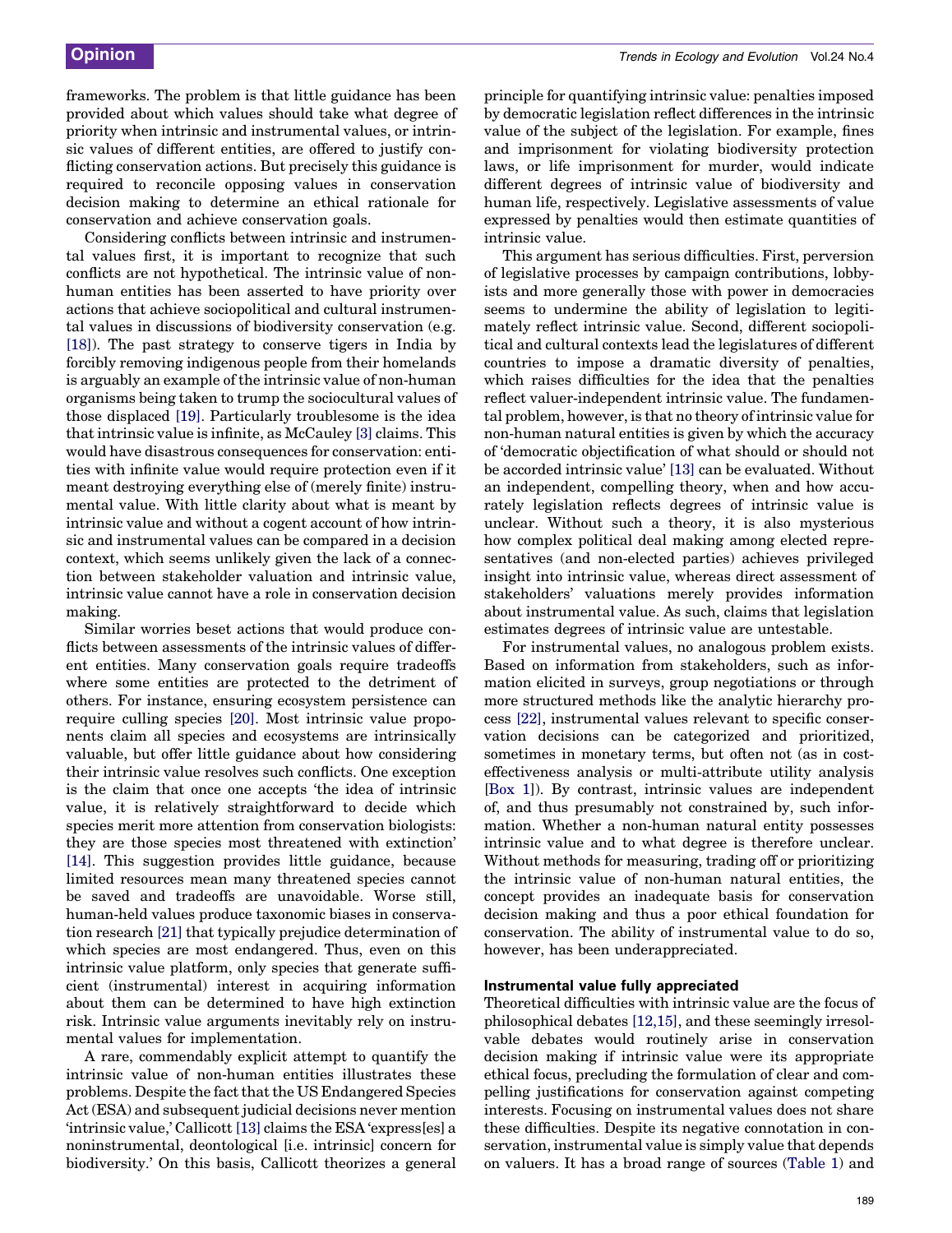frameworks. The problem is that little guidance has been provided about which values should take what degree of priority when intrinsic and instrumental values, or intrinsic values of different entities, are offered to justify conflicting conservation actions. But precisely this guidance is required to reconcile opposing values in conservation decision making to determine an ethical rationale for conservation and achieve conservation goals.

Considering conflicts between intrinsic and instrumental values first, it is important to recognize that such conflicts are not hypothetical. The intrinsic value of non-human entities has been asserted to have priority over actions that achieve sociopolitical and cultural instrumental values in discussions of biodiversity conservation (e.g. [18]). The past strategy to conserve tigers in India by forcibly removing indigenous people from their homelands is arguably an example of the intrinsic value of non-human organisms being taken to trump the sociocultural values of those displaced [19]. Particularly troublesome is the idea that intrinsic value is infinite, as McCauley [3] claims. This would have disastrous consequences for conservation: entities with infinite value would require protection even if it meant destroying everything else of (merely finite) instrumental value. With little clarity about what is meant by intrinsic value and without a cogent account of how intrinsic and instrumental values can be compared in a decision context, which seems unlikely given the lack of a connection between stakeholder valuation and intrinsic value, intrinsic value cannot have a role in conservation decision making.

Similar worries beset actions that would produce conflicts between assessments of the intrinsic values of different entities. Many conservation goals require tradeoffs where some entities are protected to the detriment of others. For instance, ensuring ecosystem persistence can require culling species [20]. Most intrinsic value proponents claim all species and ecosystems are intrinsically valuable, but offer little guidance about how considering their intrinsic value resolves such conflicts. One exception is the claim that once one accepts 'the idea of intrinsic value, it is relatively straightforward to decide which species merit more attention from conservation biologists: they are those species most threatened with extinction' [14]. This suggestion provides little guidance, because limited resources mean many threatened species cannot be saved and tradeoffs are unavoidable. Worse still, human-held values produce taxonomic biases in conservation research [21] that typically prejudice determination of which species are most endangered. Thus, even on this intrinsic value platform, only species that generate sufficient (instrumental) interest in acquiring information about them can be determined to have high extinction risk. Intrinsic value arguments inevitably rely on instrumental values for implementation.

A rare, commendably explicit attempt to quantify the intrinsic value of non-human entities illustrates these problems. Despite the fact that the US Endangered Species Act (ESA) and subsequent judicial decisions never mention 'intrinsic value,' Callicott [13] claims the ESA 'express[es] a noninstrumental, deontological [i.e. intrinsic] concern for biodiversity.' On this basis, Callicott theorizes a general principle for quantifying intrinsic value: penalties imposed by democratic legislation reflect differences in the intrinsic value of the subject of the legislation. For example, fines and imprisonment for violating biodiversity protection laws, or life imprisonment for murder, would indicate different degrees of intrinsic value of biodiversity and human life, respectively. Legislative assessments of value expressed by penalties would then estimate quantities of intrinsic value.

This argument has serious difficulties. First, perversion of legislative processes by campaign contributions, lobbyists and more generally those with power in democracies seems to undermine the ability of legislation to legitimately reflect intrinsic value. Second, different sociopolitical and cultural contexts lead the legislatures of different countries to impose a dramatic diversity of penalties, which raises difficulties for the idea that the penalties reflect valuer-independent intrinsic value. The fundamental problem, however, is that no theory of intrinsic value for non-human natural entities is given by which the accuracy of 'democratic objectification of what should or should not be accorded intrinsic value' [13] can be evaluated. Without an independent, compelling theory, when and how accurately legislation reflects degrees of intrinsic value is unclear. Without such a theory, it is also mysterious how complex political deal making among elected representatives (and non-elected parties) achieves privileged insight into intrinsic value, whereas direct assessment of stakeholders' valuations merely provides information about instrumental value. As such, claims that legislation estimates degrees of intrinsic value are untestable.

For instrumental values, no analogous problem exists. Based on information from stakeholders, such as information elicited in surveys, group negotiations or through more structured methods like the analytic hierarchy process [22], instrumental values relevant to specific conservation decisions can be categorized and prioritized, sometimes in monetary terms, but often not (as in cost-effectiveness analysis or multi-attribute utility analysis [Box 1]). By contrast, intrinsic values are independent of, and thus presumably not constrained by, such information. Whether a non-human natural entity possesses intrinsic value and to what degree is therefore unclear. Without methods for measuring, trading off or prioritizing the intrinsic value of non-human natural entities, the concept provides an inadequate basis for conservation decision making and thus a poor ethical foundation for conservation. The ability of instrumental value to do so, however, has been underappreciated.

### Instrumental value fully appreciated

Theoretical difficulties with intrinsic value are the focus of philosophical debates [12,15], and these seemingly irresolvable debates would routinely arise in conservation decision making if intrinsic value were its appropriate ethical focus, precluding the formulation of clear and compelling justifications for conservation against competing interests. Focusing on instrumental values does not share these difficulties. Despite its negative connotation in conservation, instrumental value is simply value that depends on valuers. It has a broad range of sources (Table 1) and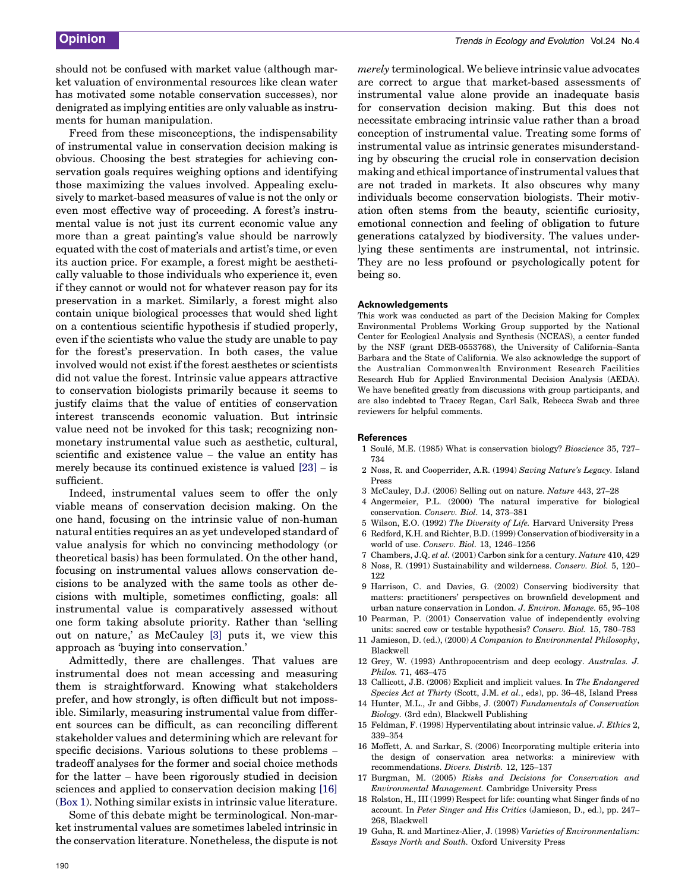should not be confused with market value (although market valuation of environmental resources like clean water has motivated some notable conservation successes), nor denigrated as implying entities are only valuable as instruments for human manipulation.

Freed from these misconceptions, the indispensability of instrumental value in conservation decision making is obvious. Choosing the best strategies for achieving conservation goals requires weighing options and identifying those maximizing the values involved. Appealing exclusively to market-based measures of value is not the only or even most effective way of proceeding. A forest's instrumental value is not just its current economic value any more than a great painting's value should be narrowly equated with the cost of materials and artist's time, or even its auction price. For example, a forest might be aesthetically valuable to those individuals who experience it, even if they cannot or would not for whatever reason pay for its preservation in a market. Similarly, a forest might also contain unique biological processes that would shed light on a contentious scientific hypothesis if studied properly, even if the scientists who value the study are unable to pay for the forest's preservation. In both cases, the value involved would not exist if the forest aesthetes or scientists did not value the forest. Intrinsic value appears attractive to conservation biologists primarily because it seems to justify claims that the value of entities of conservation interest transcends economic valuation. But intrinsic value need not be invoked for this task; recognizing non-monetary instrumental value such as aesthetic, cultural, scientific and existence value – the value an entity has merely because its continued existence is valued [23] – is sufficient.

Indeed, instrumental values seem to offer the only viable means of conservation decision making. On the one hand, focusing on the intrinsic value of non-human natural entities requires an as yet undeveloped standard of value analysis for which no convincing methodology (or theoretical basis) has been formulated. On the other hand, focusing on instrumental values allows conservation decisions to be analyzed with the same tools as other decisions with multiple, sometimes conflicting, goals: all instrumental value is comparatively assessed without one form taking absolute priority. Rather than 'selling out on nature,' as McCauley [3] puts it, we view this approach as 'buying into conservation.'

Admittedly, there are challenges. That values are instrumental does not mean accessing and measuring them is straightforward. Knowing what stakeholders prefer, and how strongly, is often difficult but not impossible. Similarly, measuring instrumental value from different sources can be difficult, as can reconciling different stakeholder values and determining which are relevant for specific decisions. Various solutions to these problems – tradeoff analyses for the former and social choice methods for the latter – have been rigorously studied in decision sciences and applied to conservation decision making [16] (Box 1). Nothing similar exists in intrinsic value literature.

Some of this debate might be terminological. Non-market instrumental values are sometimes labeled intrinsic in the conservation literature. Nonetheless, the dispute is not *merely* terminological. We believe intrinsic value advocates are correct to argue that market-based assessments of instrumental value alone provide an inadequate basis for conservation decision making. But this does not necessitate embracing intrinsic value rather than a broad conception of instrumental value. Treating some forms of instrumental value as intrinsic generates misunderstanding by obscuring the crucial role in conservation decision making and ethical importance of instrumental values that are not traded in markets. It also obscures why many individuals become conservation biologists. Their motivation often stems from the beauty, scientific curiosity, emotional connection and feeling of obligation to future generations catalyzed by biodiversity. The values underlying these sentiments are instrumental, not intrinsic. They are no less profound or psychologically potent for being so.

### Acknowledgements

This work was conducted as part of the Decision Making for Complex Environmental Problems Working Group supported by the National Center for Ecological Analysis and Synthesis (NCEAS), a center funded by the NSF (grant DEB-0553768), the University of California–Santa Barbara and the State of California. We also acknowledge the support of the Australian Commonwealth Environment Research Facilities Research Hub for Applied Environmental Decision Analysis (AEDA). We have benefited greatly from discussions with group participants, and are also indebted to Tracey Regan, Carl Salk, Rebecca Swab and three reviewers for helpful comments.

### References

1. Soulé, M.E. (1985) What is conservation biology? *Bioscience* 35, 727–734
2. Noss, R. and Cooperrider, A.R. (1994) *Saving Nature's Legacy*. Island Press
3. McCauley, D.J. (2006) Selling out on nature. *Nature* 443, 27–28
4. Angermeier, P.L. (2000) The natural imperative for biological conservation. *Conserv. Biol.* 14, 373–381
5. Wilson, E.O. (1992) *The Diversity of Life.* Harvard University Press
6. Redford, K.H. and Richter, B.D. (1999) Conservation of biodiversity in a world of use. *Conserv. Biol.* 13, 1246–1256
7. Chambers, J.Q. *et al.* (2001) Carbon sink for a century. *Nature* 410, 429
8. Noss, R. (1991) Sustainability and wilderness. *Conserv. Biol.* 5, 120–122
9. Harrison, C. and Davies, G. (2002) Conserving biodiversity that matters: practitioners' perspectives on brownfield development and urban nature conservation in London. *J. Environ. Manage.* 65, 95–108
10. Pearman, P. (2001) Conservation value of independently evolving units: sacred cow or testable hypothesis? *Conserv. Biol.* 15, 780–783
11. Jamieson, D. (ed.), (2000) *A Companion to Environmental Philosophy*, Blackwell
12. Grey, W. (1993) Anthropocentrism and deep ecology. *Australas. J. Philos.* 71, 463–475
13. Callicott, J.B. (2006) Explicit and implicit values. In *The Endangered Species Act at Thirty* (Scott, J.M. *et al.*, eds), pp. 36–48, Island Press
14. Hunter, M.L., Jr and Gibbs, J. (2007) *Fundamentals of Conservation Biology.* (3rd edn), Blackwell Publishing
15. Feldman, F. (1998) Hyperventilating about intrinsic value. *J. Ethics* 2, 339–354
16. Moffett, A. and Sarkar, S. (2006) Incorporating multiple criteria into the design of conservation area networks: a minireview with recommendations. *Divers. Distrib.* 12, 125–137
17. Burgman, M. (2005) *Risks and Decisions for Conservation and Environmental Management.* Cambridge University Press
18. Rolston, H., III (1999) Respect for life: counting what Singer finds of no account. In *Peter Singer and His Critics* (Jamieson, D., ed.), pp. 247–268, Blackwell
19. Guha, R. and Martinez-Alier, J. (1998) *Varieties of Environmentalism: Essays North and South.* Oxford University Press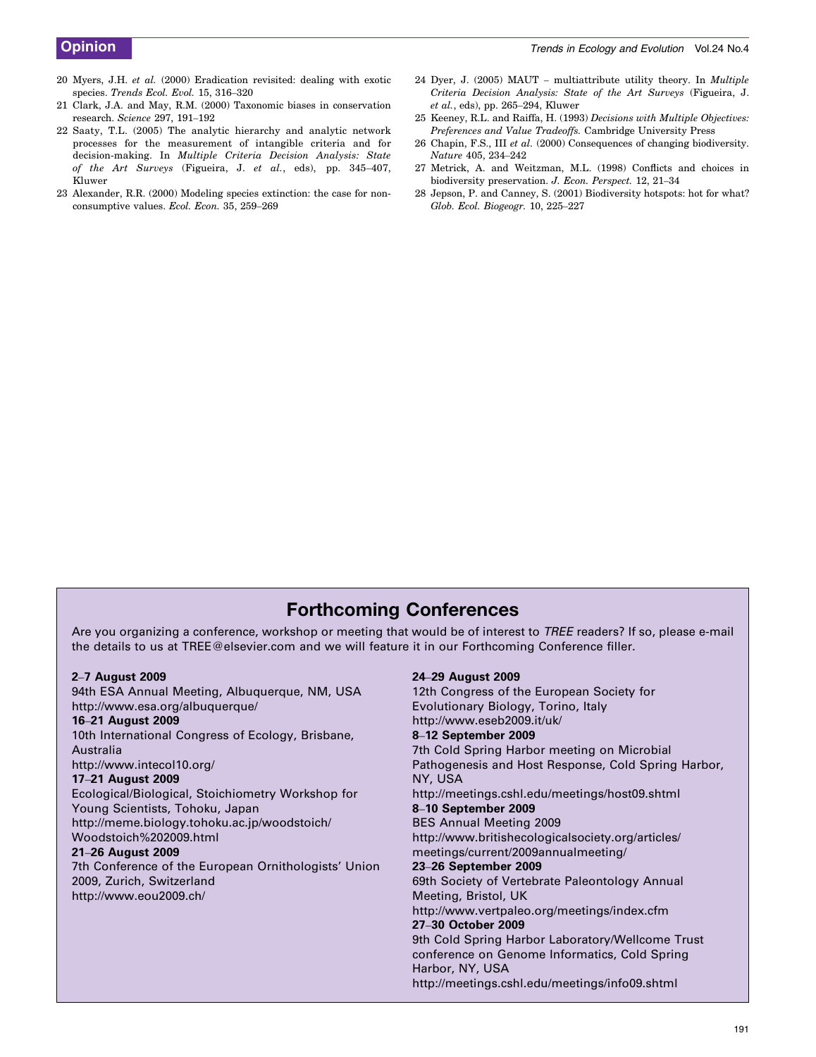20 Myers, J.H. *et al.* (2000) Eradication revisited: dealing with exotic species. *Trends Ecol. Evol.* 15, 316–320

21 Clark, J.A. and May, R.M. (2000) Taxonomic biases in conservation research. *Science* 297, 191–192

22 Saaty, T.L. (2005) The analytic hierarchy and analytic network processes for the measurement of intangible criteria and for decision-making. In *Multiple Criteria Decision Analysis: State of the Art Surveys* (Figueira, J. *et al.*, eds), pp. 345–407, Kluwer

23 Alexander, R.R. (2000) Modeling species extinction: the case for non-consumptive values. *Ecol. Econ.* 35, 259–269

24 Dyer, J. (2005) MAUT – multiattribute utility theory. In *Multiple Criteria Decision Analysis: State of the Art Surveys* (Figueira, J. *et al.*, eds), pp. 265–294, Kluwer

25 Keeney, R.L. and Raiffa, H. (1993) *Decisions with Multiple Objectives: Preferences and Value Tradeoffs.* Cambridge University Press

26 Chapin, F.S., III *et al.* (2000) Consequences of changing biodiversity. *Nature* 405, 234–242

27 Metrick, A. and Weitzman, M.L. (1998) Conflicts and choices in biodiversity preservation. *J. Econ. Perspect.* 12, 21–34

28 Jepson, P. and Canney, S. (2001) Biodiversity hotspots: hot for what? *Glob. Ecol. Biogeogr.* 10, 225–227

## Forthcoming Conferences

Are you organizing a conference, workshop or meeting that would be of interest to *TREE* readers? If so, please e-mail the details to us at TREE@elsevier.com and we will feature it in our Forthcoming Conference filler.

**2–7 August 2009**
94th ESA Annual Meeting, Albuquerque, NM, USA
http://www.esa.org/albuquerque/

**16–21 August 2009**
10th International Congress of Ecology, Brisbane, Australia
http://www.intecol10.org/

**17–21 August 2009**
Ecological/Biological, Stoichiometry Workshop for Young Scientists, Tohoku, Japan
http://meme.biology.tohoku.ac.jp/woodstoich/Woodstoich%202009.html

**21–26 August 2009**
7th Conference of the European Ornithologists' Union 2009, Zurich, Switzerland
http://www.eou2009.ch/

**24–29 August 2009**
12th Congress of the European Society for Evolutionary Biology, Torino, Italy
http://www.eseb2009.it/uk/

**8–12 September 2009**
7th Cold Spring Harbor meeting on Microbial Pathogenesis and Host Response, Cold Spring Harbor, NY, USA
http://meetings.cshl.edu/meetings/host09.shtml

**8–10 September 2009**
BES Annual Meeting 2009
http://www.britishecologicalsociety.org/articles/meetings/current/2009annualmeeting/

**23–26 September 2009**
69th Society of Vertebrate Paleontology Annual Meeting, Bristol, UK
http://www.vertpaleo.org/meetings/index.cfm

**27–30 October 2009**
9th Cold Spring Harbor Laboratory/Wellcome Trust conference on Genome Informatics, Cold Spring Harbor, NY, USA
http://meetings.cshl.edu/meetings/info09.shtml